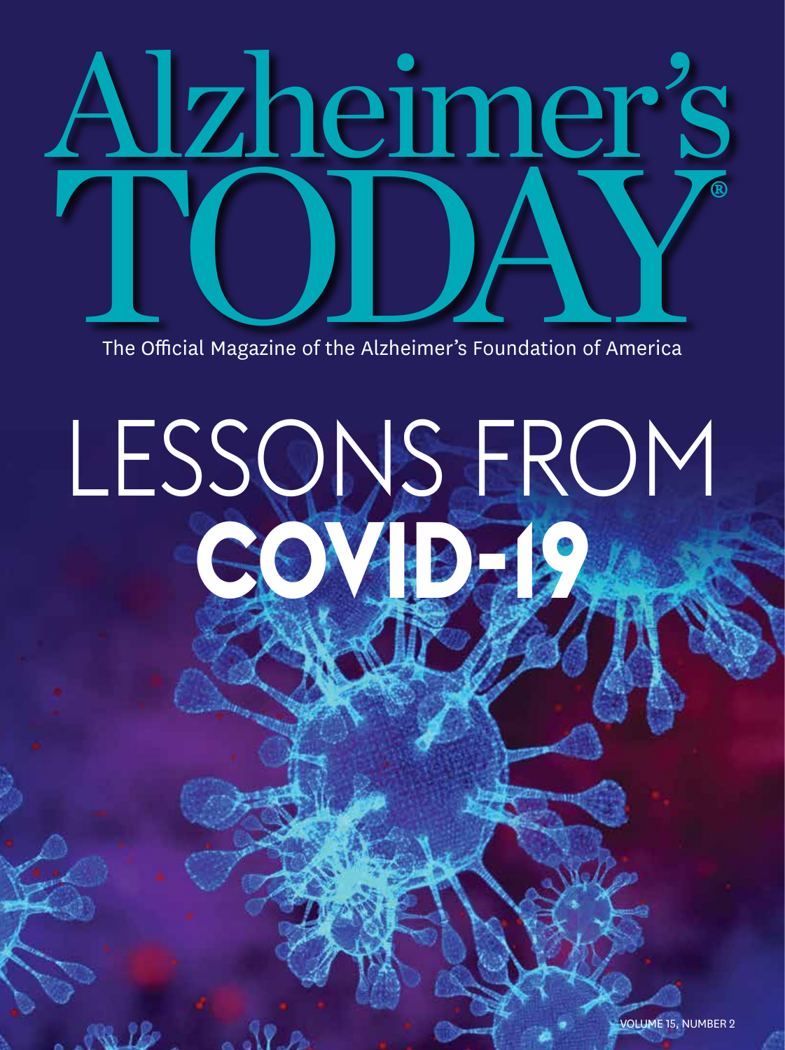# Alzheimer's TODAY®

The Official Magazine of the Alzheimer's Foundation of America

# LESSONS FROM COVID-19

VOLUME 15, NUMBER 2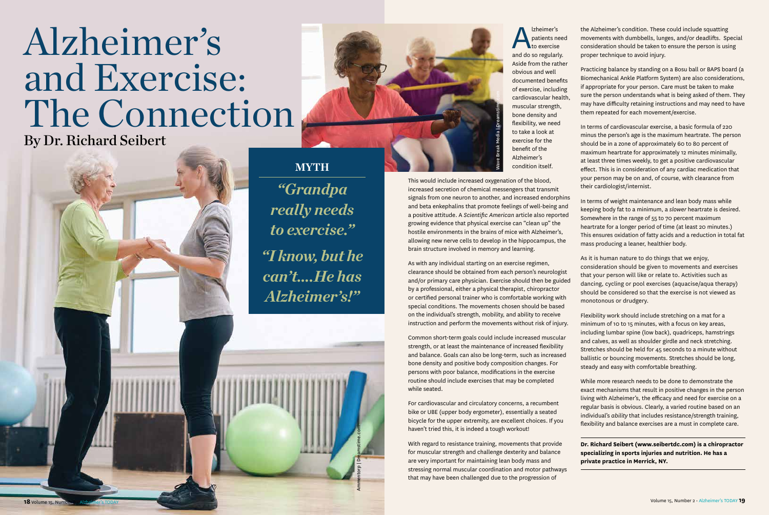# Alzheimer's and Exercise: The Connection

By Dr. Richard Seibert

**MYTH**

*"Grandpa really needs to exercise."*

*"I know, but he can't….He has Alzheimer's!"*

Alzheimer's patients need to exercise and do so regularly. Aside from the rather obvious and well documented benefits of exercise, including cardiovascular health, muscular strength, bone density and flexibility, we need to take a look at exercise for the benefit of the Alzheimer's condition itself.

This would include increased oxygenation of the blood, increased secretion of chemical messengers that transmit signals from one neuron to another, and increased endorphins and beta enkephalins that promote feelings of well-being and a positive attitude. A *Scientific American* article also reported growing evidence that physical exercise can "clean up" the hostile environments in the brains of mice with Alzheimer's, allowing new nerve cells to develop in the hippocampus, the brain structure involved in memory and learning.

As with any individual starting on an exercise regimen, clearance should be obtained from each person's neurologist and/or primary care physician. Exercise should then be guided by a professional, either a physical therapist, chiropractor or certified personal trainer who is comfortable working with special conditions. The movements chosen should be based on the individual's strength, mobility, and ability to receive instruction and perform the movements without risk of injury.

Common short-term goals could include increased muscular strength, or at least the maintenance of increased flexibility and balance. Goals can also be long-term, such as increased bone density and positive body composition changes. For persons with poor balance, modifications in the exercise routine should include exercises that may be completed while seated.

For cardiovascular and circulatory concerns, a recumbent bike or UBE (upper body ergometer), essentially a seated bicycle for the upper extremity, are excellent choices. If you haven't tried this, it is indeed a tough workout!

With regard to resistance training, movements that provide for muscular strength and challenge dexterity and balance are very important for maintaining lean body mass and stressing normal muscular coordination and motor pathways that may have been challenged due to the progression of the Alzheimer's condition. These could include squatting movements with dumbbells, lunges, and/or deadlifts. Special consideration should be taken to ensure the person is using proper technique to avoid injury.

Practicing balance by standing on a Bosu ball or BAPS board (a Biomechanical Ankle Platform System) are also considerations, if appropriate for your person. Care must be taken to make sure the person understands what is being asked of them. They may have difficulty retaining instructions and may need to have them repeated for each movement/exercise.

In terms of cardiovascular exercise, a basic formula of 220 minus the person's age is the maximum heartrate. The person should be in a zone of approximately 60 to 80 percent of maximum heartrate for approximately 12 minutes minimally, at least three times weekly, to get a positive cardiovascular effect. This is in consideration of any cardiac medication that your person may be on and, of course, with clearance from their cardiologist/internist.

In terms of weight maintenance and lean body mass while keeping body fat to a minimum, a *slower* heartrate is desired. Somewhere in the range of 55 to 70 percent maximum heartrate for a longer period of time (at least 20 minutes.) This ensures oxidation of fatty acids and a reduction in total fat mass producing a leaner, healthier body.

As it is human nature to do things that we enjoy, consideration should be given to movements and exercises that your person will like or relate to. Activities such as dancing, cycling or pool exercises (aquacise/aqua therapy) should be considered so that the exercise is not viewed as monotonous or drudgery.

Flexibility work should include stretching on a mat for a minimum of 10 to 15 minutes, with a focus on key areas, including lumbar spine (low back), quadriceps, hamstrings and calves, as well as shoulder girdle and neck stretching. Stretches should be held for 45 seconds to a minute without ballistic or bouncing movements. Stretches should be long, steady and easy with comfortable breathing.

While more research needs to be done to demonstrate the exact mechanisms that result in positive changes in the person living with Alzheimer's, the efficacy and need for exercise on a regular basis is obvious. Clearly, a varied routine based on an individual's *ability* that includes resistance/strength training, flexibility and balance exercises are a must in complete care.

**Dr. Richard Seibert (www.seibertdc.com) is a chiropractor specializing in sports injuries and nutrition. He has a private practice in Merrick, NY.**